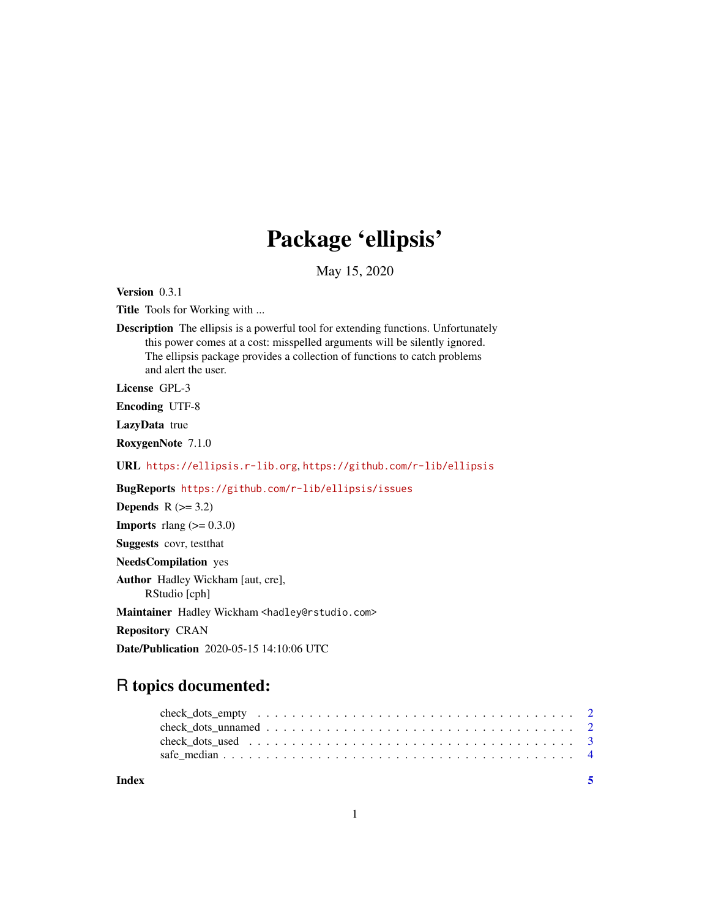# Package 'ellipsis'

May 15, 2020

**Version** 0.3.1

**Title** Tools for Working with ...

**Description** The ellipsis is a powerful tool for extending functions. Unfortunately this power comes at a cost: misspelled arguments will be silently ignored. The ellipsis package provides a collection of functions to catch problems and alert the user.

**License** GPL-3

**Encoding** UTF-8

**LazyData** true

**RoxygenNote** 7.1.0

**URL** https://ellipsis.r-lib.org, https://github.com/r-lib/ellipsis

**BugReports** https://github.com/r-lib/ellipsis/issues

**Depends** R (>= 3.2)

**Imports** rlang (>= 0.3.0)

**Suggests** covr, testthat

**NeedsCompilation** yes

**Author** Hadley Wickham [aut, cre], RStudio [cph]

**Maintainer** Hadley Wickham <hadley@rstudio.com>

**Repository** CRAN

**Date/Publication** 2020-05-15 14:10:06 UTC

## R topics documented:

- check_dots_empty . . . . . . . . . . . . . . . . . . . . . . . . . . . . . . . . . . . . 2
- check_dots_unnamed . . . . . . . . . . . . . . . . . . . . . . . . . . . . . . . . . . . 2
- check_dots_used . . . . . . . . . . . . . . . . . . . . . . . . . . . . . . . . . . . . . 3
- safe_median . . . . . . . . . . . . . . . . . . . . . . . . . . . . . . . . . . . . . . . 4

**Index** **5**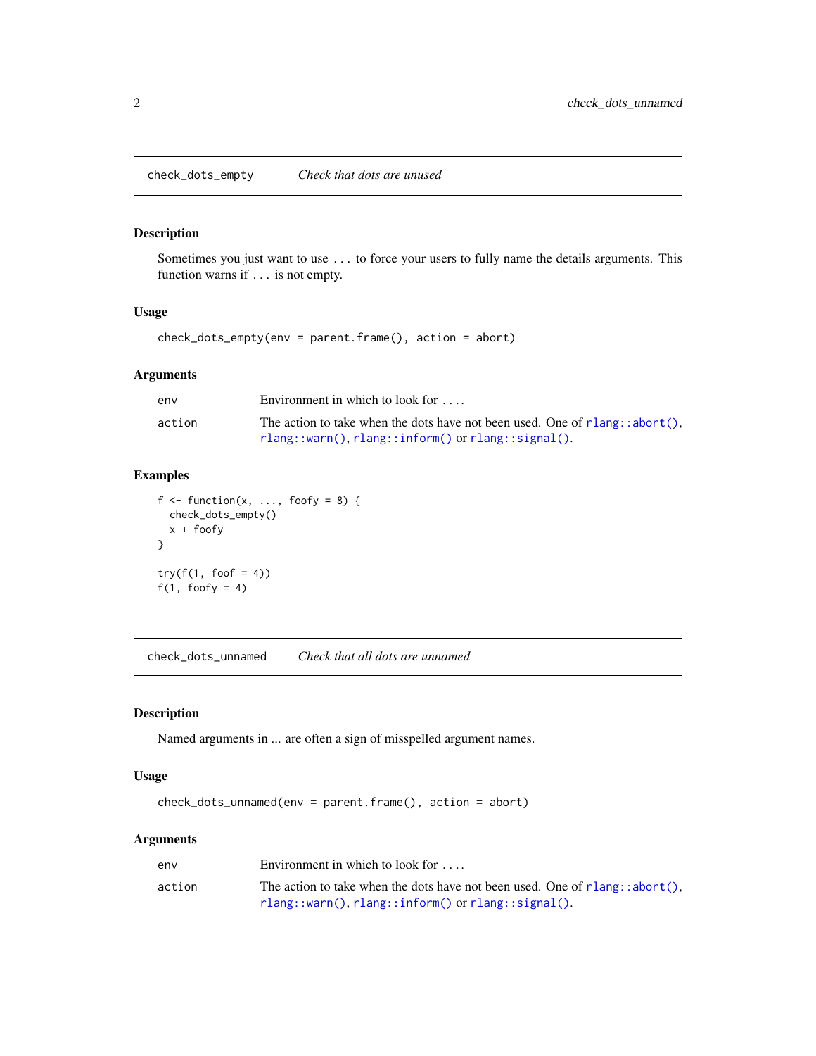## check_dots_empty — *Check that dots are unused*

### Description

Sometimes you just want to use ... to force your users to fully name the details arguments. This function warns if ... is not empty.

### Usage

```
check_dots_empty(env = parent.frame(), action = abort)
```

### Arguments

| | |
|---|---|
| env | Environment in which to look for .... |
| action | The action to take when the dots have not been used. One of rlang::abort(), rlang::warn(), rlang::inform() or rlang::signal(). |

### Examples

```
f <- function(x, ..., foofy = 8) {
  check_dots_empty()
  x + foofy
}

try(f(1, foof = 4))
f(1, foofy = 4)
```

## check_dots_unnamed — *Check that all dots are unnamed*

### Description

Named arguments in ... are often a sign of misspelled argument names.

### Usage

```
check_dots_unnamed(env = parent.frame(), action = abort)
```

### Arguments

| | |
|---|---|
| env | Environment in which to look for .... |
| action | The action to take when the dots have not been used. One of rlang::abort(), rlang::warn(), rlang::inform() or rlang::signal(). |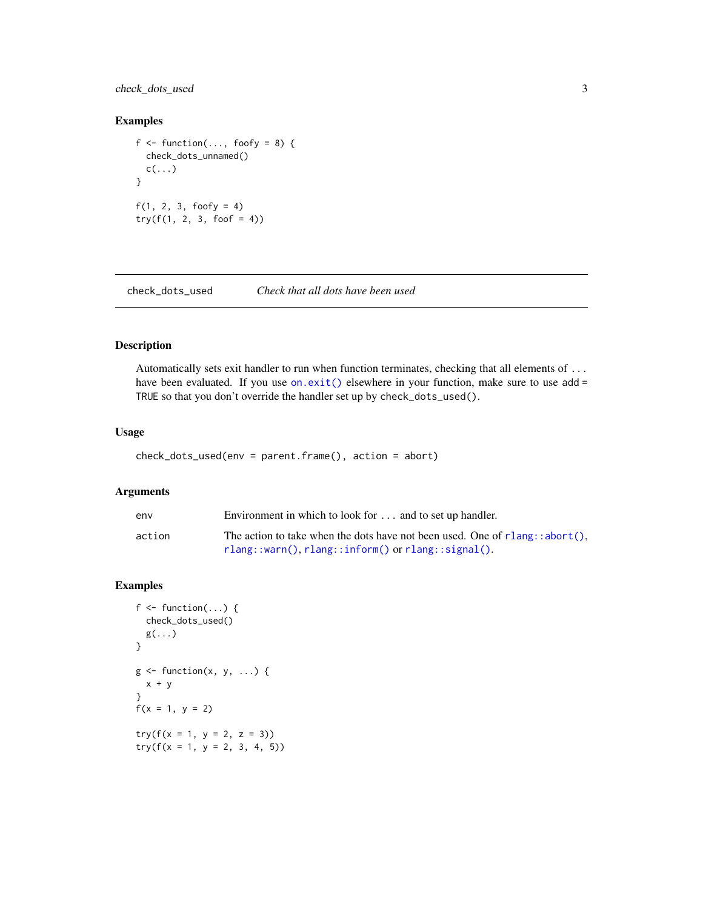### Examples

```
f <- function(..., foofy = 8) {
  check_dots_unnamed()
  c(...)
}

f(1, 2, 3, foofy = 4)
try(f(1, 2, 3, foof = 4))
```

---

## check_dots_used — *Check that all dots have been used*

---

### Description

Automatically sets exit handler to run when function terminates, checking that all elements of ... have been evaluated. If you use `on.exit()` elsewhere in your function, make sure to use `add = TRUE` so that you don't override the handler set up by `check_dots_used()`.

### Usage

```
check_dots_used(env = parent.frame(), action = abort)
```

### Arguments

| | |
|---|---|
| `env` | Environment in which to look for ... and to set up handler. |
| `action` | The action to take when the dots have not been used. One of `rlang::abort()`, `rlang::warn()`, `rlang::inform()` or `rlang::signal()`. |

### Examples

```
f <- function(...) {
  check_dots_used()
  g(...)
}

g <- function(x, y, ...) {
  x + y
}
f(x = 1, y = 2)

try(f(x = 1, y = 2, z = 3))
try(f(x = 1, y = 2, 3, 4, 5))
```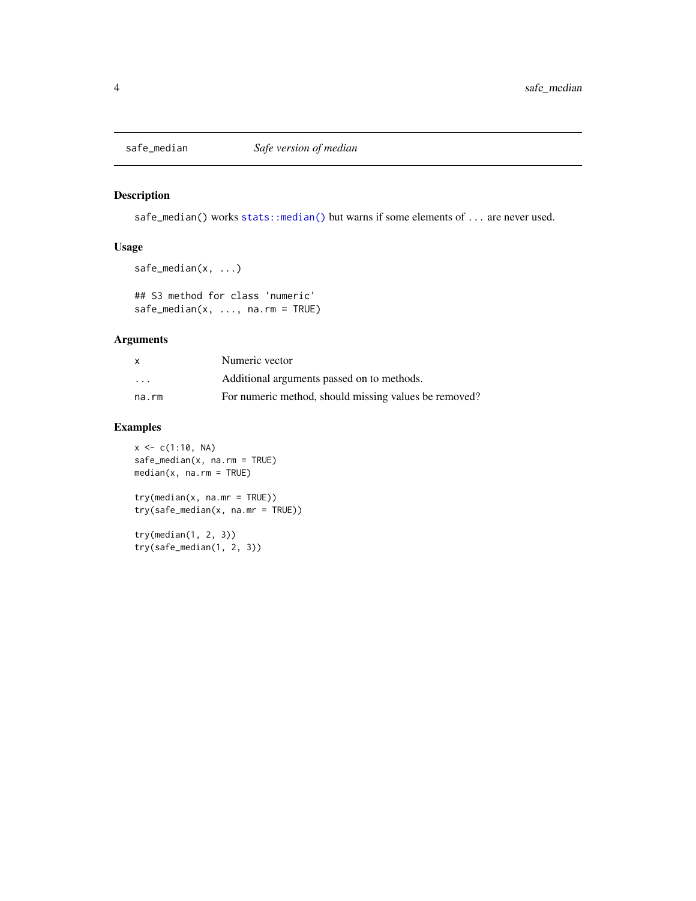safe_median — *Safe version of median*

## Description

safe_median() works stats::median() but warns if some elements of ... are never used.

## Usage

```
safe_median(x, ...)

## S3 method for class 'numeric'
safe_median(x, ..., na.rm = TRUE)
```

## Arguments

| | |
|---|---|
| x | Numeric vector |
| ... | Additional arguments passed on to methods. |
| na.rm | For numeric method, should missing values be removed? |

## Examples

```
x <- c(1:10, NA)
safe_median(x, na.rm = TRUE)
median(x, na.rm = TRUE)

try(median(x, na.mr = TRUE))
try(safe_median(x, na.mr = TRUE))

try(median(1, 2, 3))
try(safe_median(1, 2, 3))
```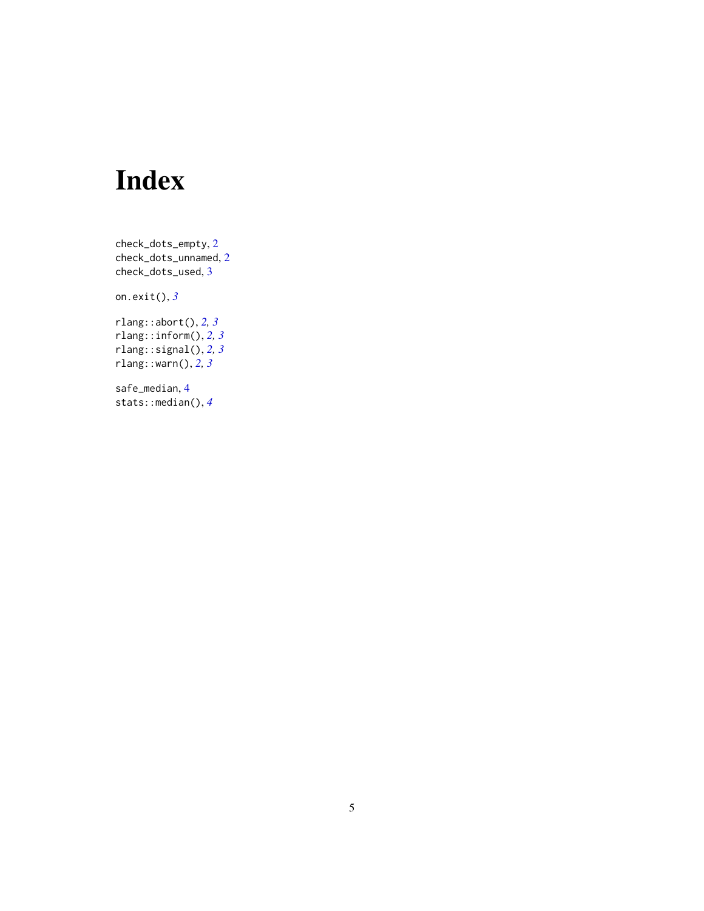# Index

check_dots_empty, 2
check_dots_unnamed, 2
check_dots_used, 3

on.exit(), *3*

rlang::abort(), *2, 3*
rlang::inform(), *2, 3*
rlang::signal(), *2, 3*
rlang::warn(), *2, 3*

safe_median, 4
stats::median(), *4*